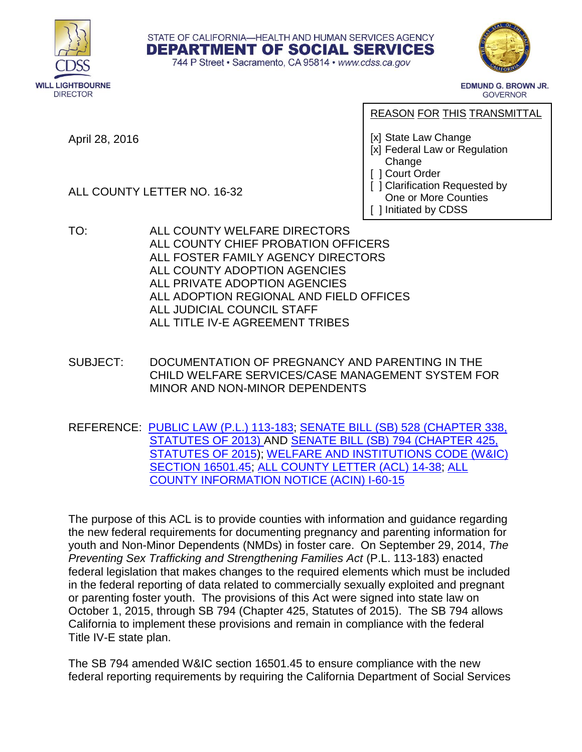STATE OF CALIFORNIA—HEALTH AND HUMAN SERVICES AGENCY
**DEPARTMENT OF SOCIAL SERVICES**
744 P Street • Sacramento, CA 95814 • www.cdss.ca.gov

CDSS
**WILL LIGHTBOURNE**
DIRECTOR

**EDMUND G. BROWN JR.**
GOVERNOR

April 28, 2016

ALL COUNTY LETTER NO. 16-32

REASON FOR THIS TRANSMITTAL

[x] State Law Change
[x] Federal Law or Regulation Change
[ ] Court Order
[ ] Clarification Requested by One or More Counties
[ ] Initiated by CDSS

TO: ALL COUNTY WELFARE DIRECTORS
ALL COUNTY CHIEF PROBATION OFFICERS
ALL FOSTER FAMILY AGENCY DIRECTORS
ALL COUNTY ADOPTION AGENCIES
ALL PRIVATE ADOPTION AGENCIES
ALL ADOPTION REGIONAL AND FIELD OFFICES
ALL JUDICIAL COUNCIL STAFF
ALL TITLE IV-E AGREEMENT TRIBES

SUBJECT: DOCUMENTATION OF PREGNANCY AND PARENTING IN THE CHILD WELFARE SERVICES/CASE MANAGEMENT SYSTEM FOR MINOR AND NON-MINOR DEPENDENTS

REFERENCE: PUBLIC LAW (P.L.) 113-183; SENATE BILL (SB) 528 (CHAPTER 338, STATUTES OF 2013) AND SENATE BILL (SB) 794 (CHAPTER 425, STATUTES OF 2015); WELFARE AND INSTITUTIONS CODE (W&IC) SECTION 16501.45; ALL COUNTY LETTER (ACL) 14-38; ALL COUNTY INFORMATION NOTICE (ACIN) I-60-15

The purpose of this ACL is to provide counties with information and guidance regarding the new federal requirements for documenting pregnancy and parenting information for youth and Non-Minor Dependents (NMDs) in foster care. On September 29, 2014, *The Preventing Sex Trafficking and Strengthening Families Act* (P.L. 113-183) enacted federal legislation that makes changes to the required elements which must be included in the federal reporting of data related to commercially sexually exploited and pregnant or parenting foster youth. The provisions of this Act were signed into state law on October 1, 2015, through SB 794 (Chapter 425, Statutes of 2015). The SB 794 allows California to implement these provisions and remain in compliance with the federal Title IV-E state plan.

The SB 794 amended W&IC section 16501.45 to ensure compliance with the new federal reporting requirements by requiring the California Department of Social Services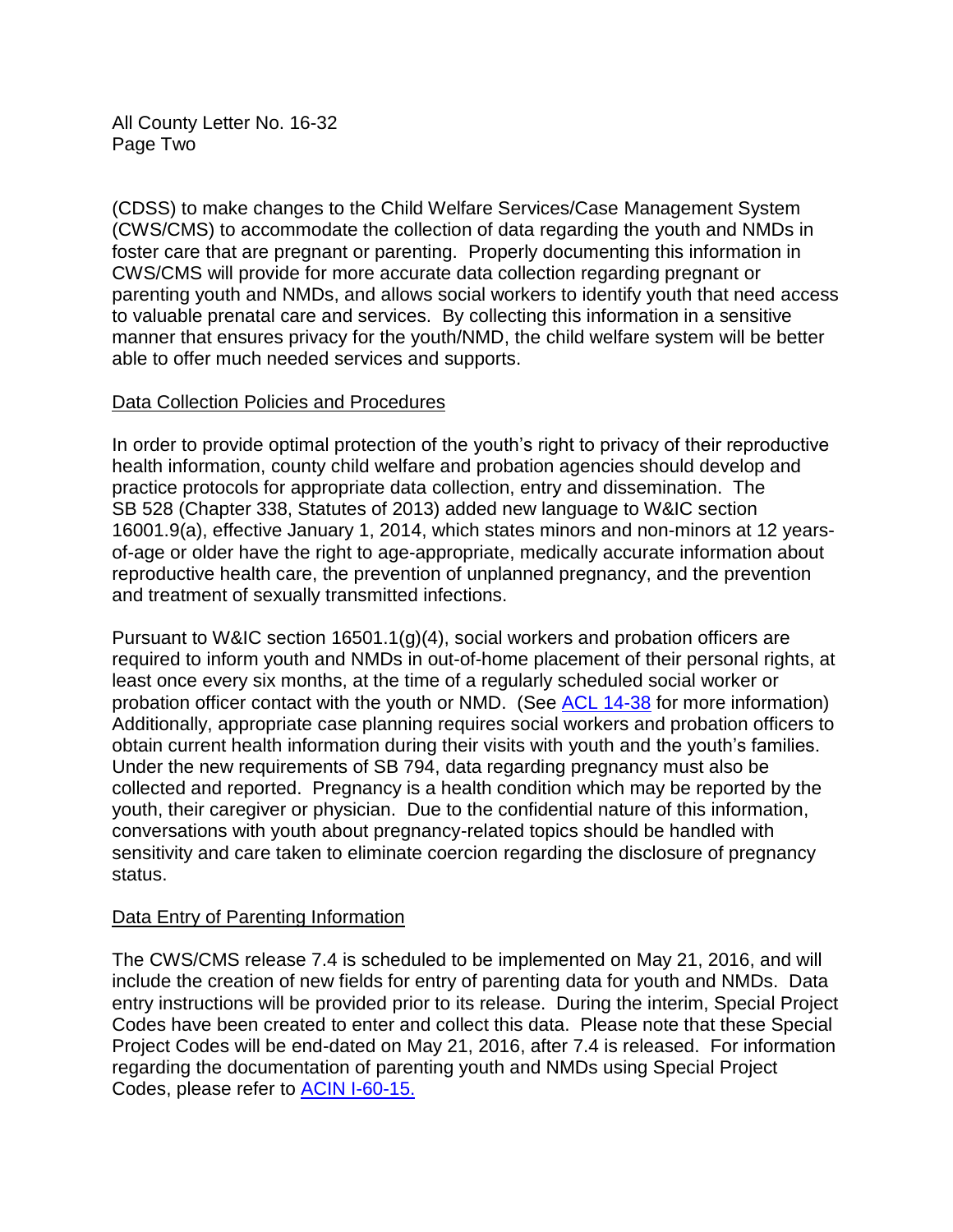(CDSS) to make changes to the Child Welfare Services/Case Management System (CWS/CMS) to accommodate the collection of data regarding the youth and NMDs in foster care that are pregnant or parenting. Properly documenting this information in CWS/CMS will provide for more accurate data collection regarding pregnant or parenting youth and NMDs, and allows social workers to identify youth that need access to valuable prenatal care and services. By collecting this information in a sensitive manner that ensures privacy for the youth/NMD, the child welfare system will be better able to offer much needed services and supports.

## Data Collection Policies and Procedures

In order to provide optimal protection of the youth's right to privacy of their reproductive health information, county child welfare and probation agencies should develop and practice protocols for appropriate data collection, entry and dissemination. The SB 528 (Chapter 338, Statutes of 2013) added new language to W&IC section 16001.9(a), effective January 1, 2014, which states minors and non-minors at 12 years-of-age or older have the right to age-appropriate, medically accurate information about reproductive health care, the prevention of unplanned pregnancy, and the prevention and treatment of sexually transmitted infections.

Pursuant to W&IC section 16501.1(g)(4), social workers and probation officers are required to inform youth and NMDs in out-of-home placement of their personal rights, at least once every six months, at the time of a regularly scheduled social worker or probation officer contact with the youth or NMD. (See [ACL 14-38] for more information) Additionally, appropriate case planning requires social workers and probation officers to obtain current health information during their visits with youth and the youth's families. Under the new requirements of SB 794, data regarding pregnancy must also be collected and reported. Pregnancy is a health condition which may be reported by the youth, their caregiver or physician. Due to the confidential nature of this information, conversations with youth about pregnancy-related topics should be handled with sensitivity and care taken to eliminate coercion regarding the disclosure of pregnancy status.

## Data Entry of Parenting Information

The CWS/CMS release 7.4 is scheduled to be implemented on May 21, 2016, and will include the creation of new fields for entry of parenting data for youth and NMDs. Data entry instructions will be provided prior to its release. During the interim, Special Project Codes have been created to enter and collect this data. Please note that these Special Project Codes will be end-dated on May 21, 2016, after 7.4 is released. For information regarding the documentation of parenting youth and NMDs using Special Project Codes, please refer to [ACIN I-60-15.]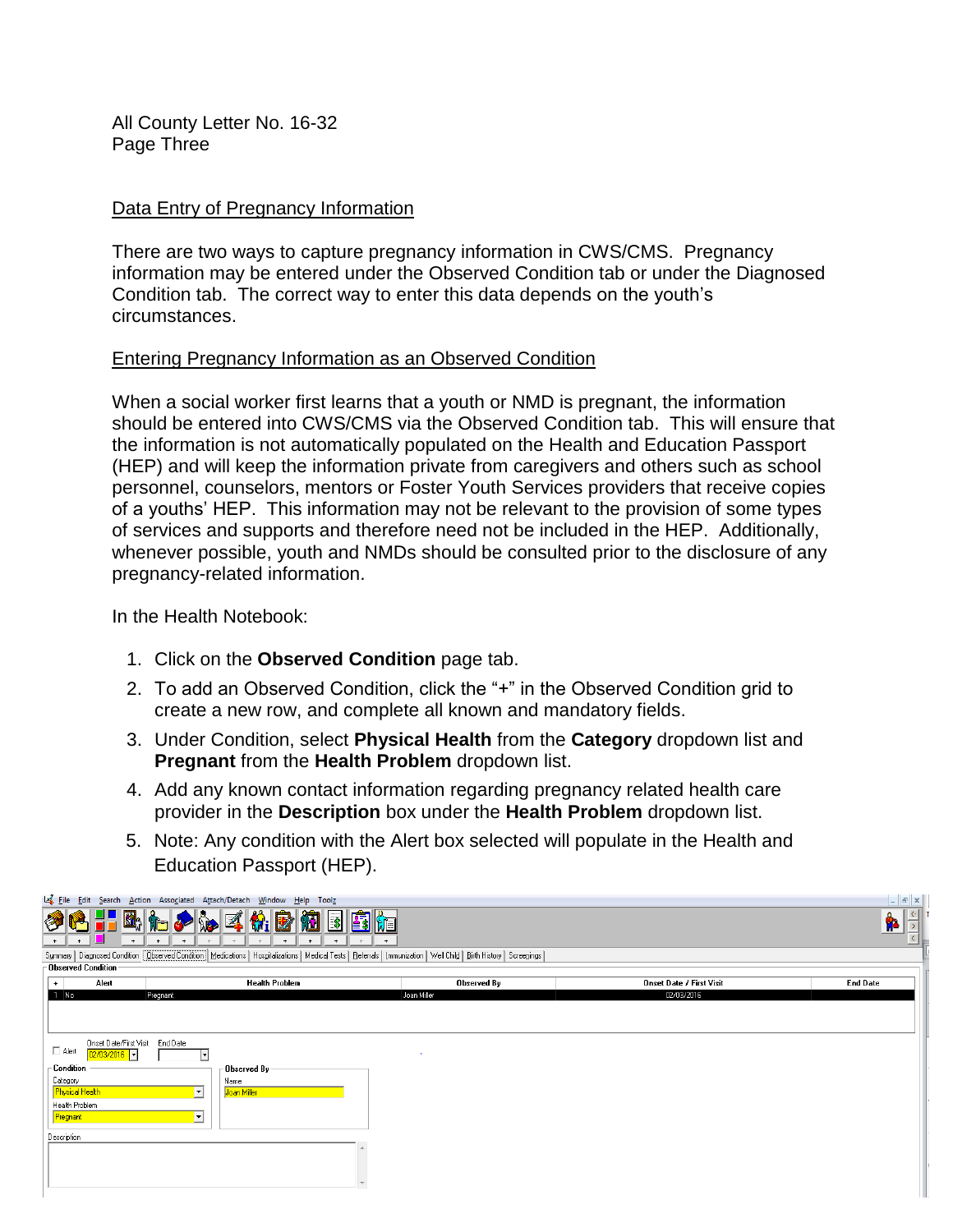All County Letter No. 16-32
Page Three

## Data Entry of Pregnancy Information

There are two ways to capture pregnancy information in CWS/CMS. Pregnancy information may be entered under the Observed Condition tab or under the Diagnosed Condition tab. The correct way to enter this data depends on the youth's circumstances.

### Entering Pregnancy Information as an Observed Condition

When a social worker first learns that a youth or NMD is pregnant, the information should be entered into CWS/CMS via the Observed Condition tab. This will ensure that the information is not automatically populated on the Health and Education Passport (HEP) and will keep the information private from caregivers and others such as school personnel, counselors, mentors or Foster Youth Services providers that receive copies of a youths' HEP. This information may not be relevant to the provision of some types of services and supports and therefore need not be included in the HEP. Additionally, whenever possible, youth and NMDs should be consulted prior to the disclosure of any pregnancy-related information.

In the Health Notebook:

1. Click on the **Observed Condition** page tab.
2. To add an Observed Condition, click the "+" in the Observed Condition grid to create a new row, and complete all known and mandatory fields.
3. Under Condition, select **Physical Health** from the **Category** dropdown list and **Pregnant** from the **Health Problem** dropdown list.
4. Add any known contact information regarding pregnancy related health care provider in the **Description** box under the **Health Problem** dropdown list.
5. Note: Any condition with the Alert box selected will populate in the Health and Education Passport (HEP).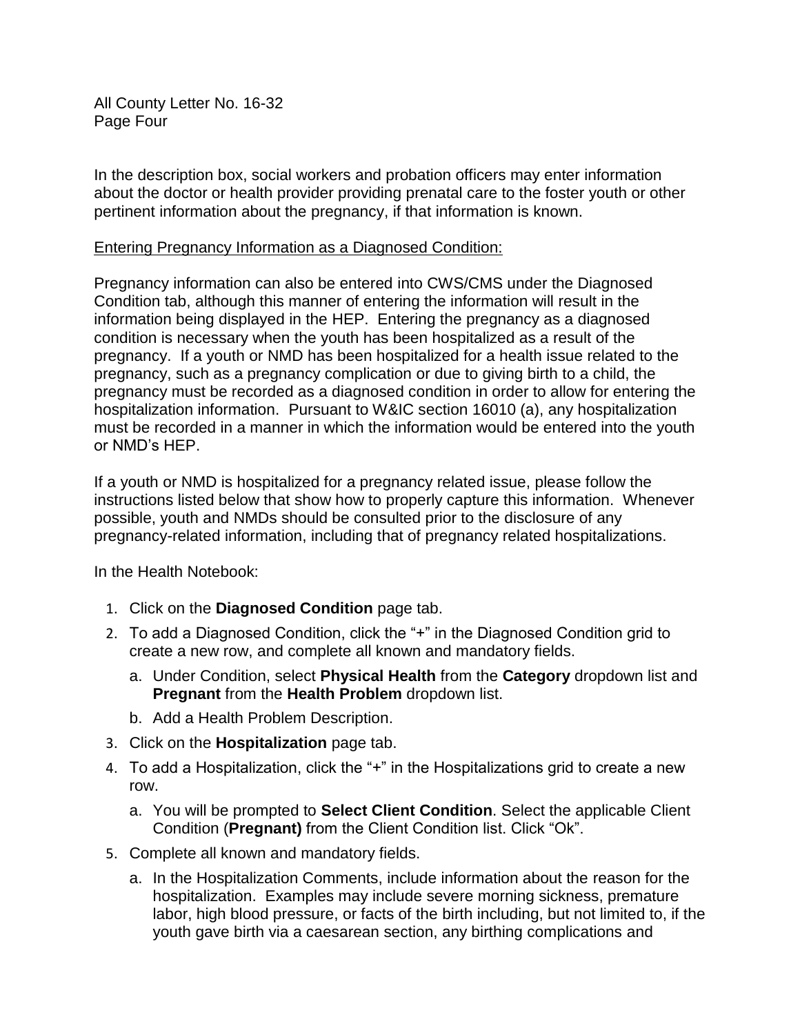In the description box, social workers and probation officers may enter information about the doctor or health provider providing prenatal care to the foster youth or other pertinent information about the pregnancy, if that information is known.

<u>Entering Pregnancy Information as a Diagnosed Condition:</u>

Pregnancy information can also be entered into CWS/CMS under the Diagnosed Condition tab, although this manner of entering the information will result in the information being displayed in the HEP. Entering the pregnancy as a diagnosed condition is necessary when the youth has been hospitalized as a result of the pregnancy. If a youth or NMD has been hospitalized for a health issue related to the pregnancy, such as a pregnancy complication or due to giving birth to a child, the pregnancy must be recorded as a diagnosed condition in order to allow for entering the hospitalization information. Pursuant to W&IC section 16010 (a), any hospitalization must be recorded in a manner in which the information would be entered into the youth or NMD's HEP.

If a youth or NMD is hospitalized for a pregnancy related issue, please follow the instructions listed below that show how to properly capture this information. Whenever possible, youth and NMDs should be consulted prior to the disclosure of any pregnancy-related information, including that of pregnancy related hospitalizations.

In the Health Notebook:

1. Click on the **Diagnosed Condition** page tab.
2. To add a Diagnosed Condition, click the "+" in the Diagnosed Condition grid to create a new row, and complete all known and mandatory fields.
   a. Under Condition, select **Physical Health** from the **Category** dropdown list and **Pregnant** from the **Health Problem** dropdown list.
   b. Add a Health Problem Description.
3. Click on the **Hospitalization** page tab.
4. To add a Hospitalization, click the "+" in the Hospitalizations grid to create a new row.
   a. You will be prompted to **Select Client Condition**. Select the applicable Client Condition (**Pregnant)** from the Client Condition list. Click "Ok".
5. Complete all known and mandatory fields.
   a. In the Hospitalization Comments, include information about the reason for the hospitalization. Examples may include severe morning sickness, premature labor, high blood pressure, or facts of the birth including, but not limited to, if the youth gave birth via a caesarean section, any birthing complications and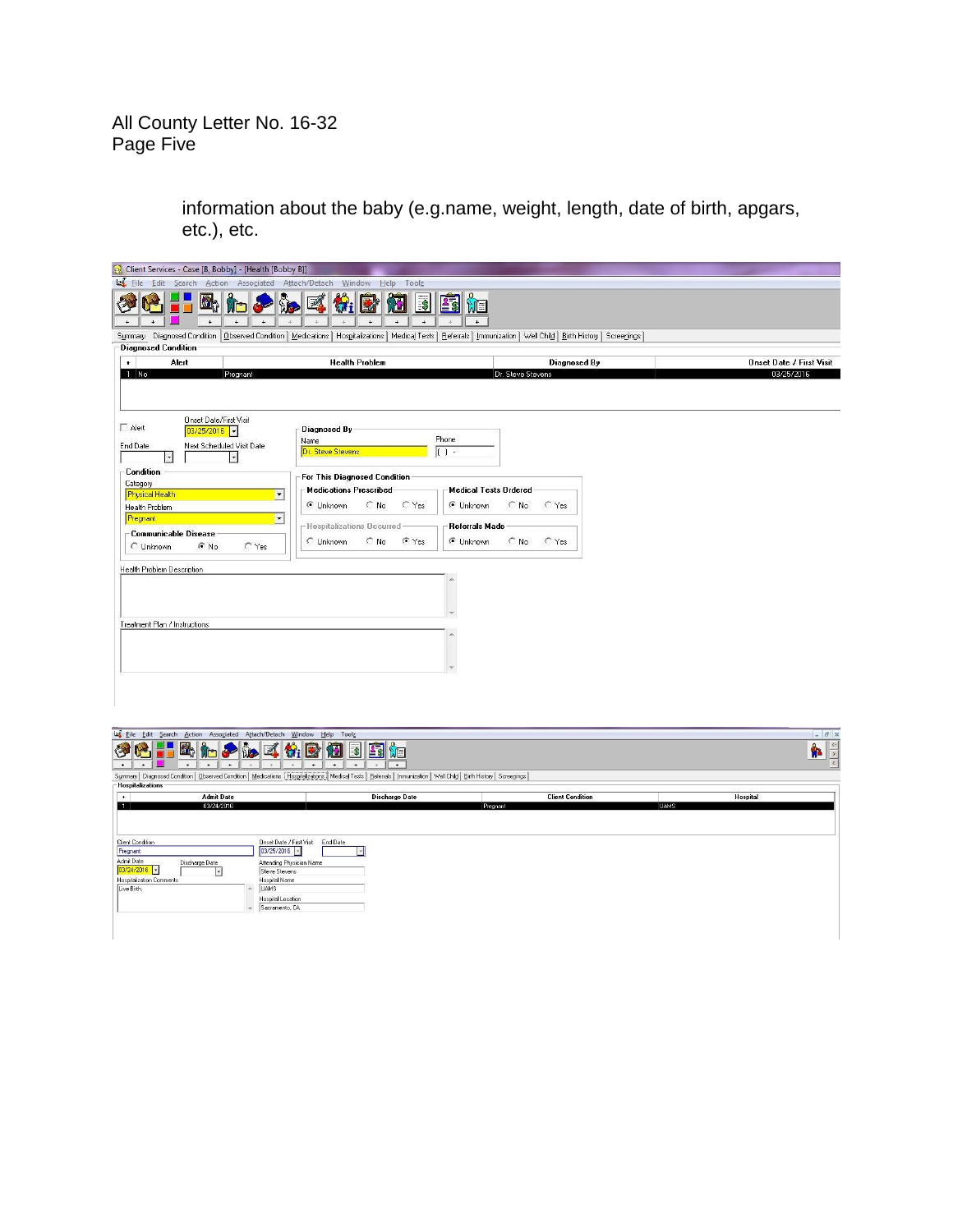information about the baby (e.g.name, weight, length, date of birth, apgars, etc.), etc.

Client Services - Case [B, Bobby] - [Health [Bobby B]]

File Edit Search Action Associated Attach/Detach Window Help Tools

Summary | Diagnosed Condition | Observed Condition | Medications | Hospitalizations | Medical Tests | Referrals | Immunization | Well Child | Birth History | Screenings

**Diagnosed Condition**

| + | Alert | Health Problem | Diagnosed By | Onset Date / First Visit |
|---|---|---|---|---|
| 1 | No | Pregnant | Dr. Steve Stevens | 03/25/2016 |

Alert

Onset Date/First Visit: 03/25/2016

End Date

Next Scheduled Visit Date

**Diagnosed By**

Name: Dr. Steve Stevens

Phone: ( ) -

**Condition**

Category: Physical Health

Health Problem: Pregnant

**Communicable Disease**: Unknown / No (selected) / Yes

**For This Diagnosed Condition**

**Medications Prescribed**: Unknown (selected) / No / Yes

**Medical Tests Ordered**: Unknown (selected) / No / Yes

**Hospitalizations Occurred**: Unknown / No / Yes (selected)

**Referrals Made**: Unknown (selected) / No / Yes

Health Problem Description

Treatment Plan / Instructions

File Edit Search Action Associated Attach/Detach Window Help Tools

Summary | Diagnosed Condition | Observed Condition | Medications | Hospitalizations | Medical Tests | Referrals | Immunization | Well Child | Birth History | Screenings

**Hospitalizations**

| + | Admit Date | Discharge Date | Client Condition | Hospital |
|---|---|---|---|---|
| 1 | 03/24/2016 | | Pregnant | UAMS |

Client Condition: Pregnant

Onset Date / First Visit: 03/25/2016

End Date

Admit Date: 03/24/2016

Discharge Date

Attending Physician Name: Steve Stevens

Hospitalization Comments: Live Birth.

Hospital Name: UAMS

Hospital Location: Sacramento, CA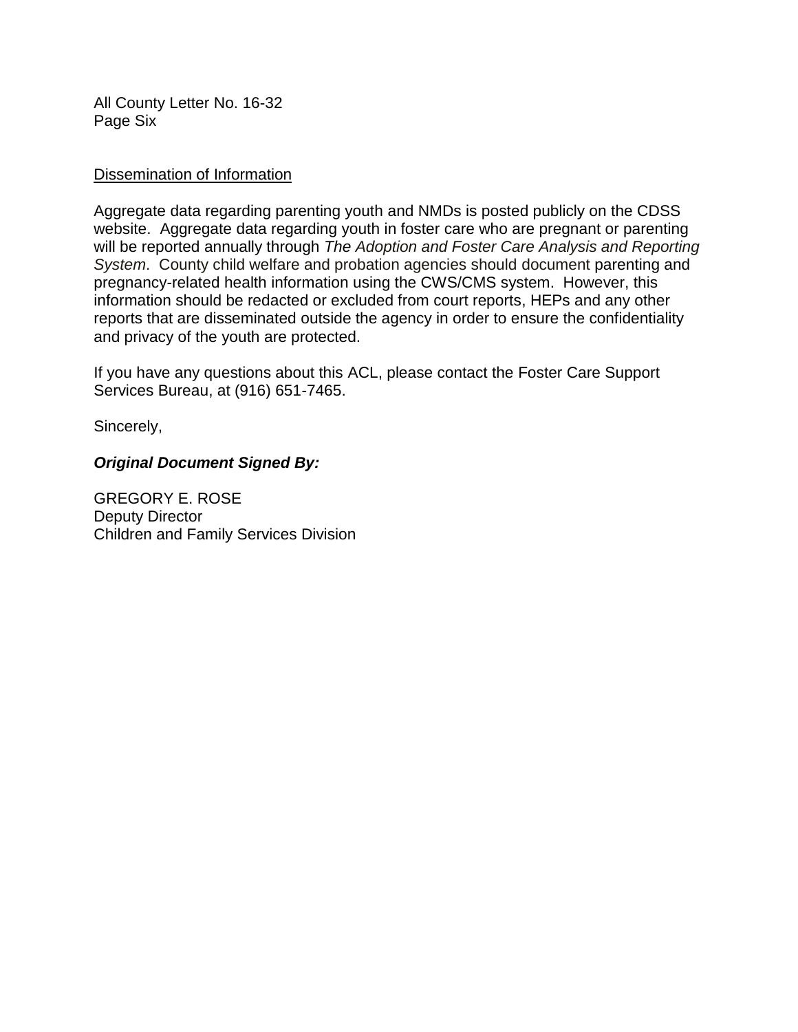Dissemination of Information

Aggregate data regarding parenting youth and NMDs is posted publicly on the CDSS website. Aggregate data regarding youth in foster care who are pregnant or parenting will be reported annually through *The Adoption and Foster Care Analysis and Reporting System*. County child welfare and probation agencies should document parenting and pregnancy-related health information using the CWS/CMS system. However, this information should be redacted or excluded from court reports, HEPs and any other reports that are disseminated outside the agency in order to ensure the confidentiality and privacy of the youth are protected.

If you have any questions about this ACL, please contact the Foster Care Support Services Bureau, at (916) 651-7465.

Sincerely,

***Original Document Signed By:***

GREGORY E. ROSE
Deputy Director
Children and Family Services Division